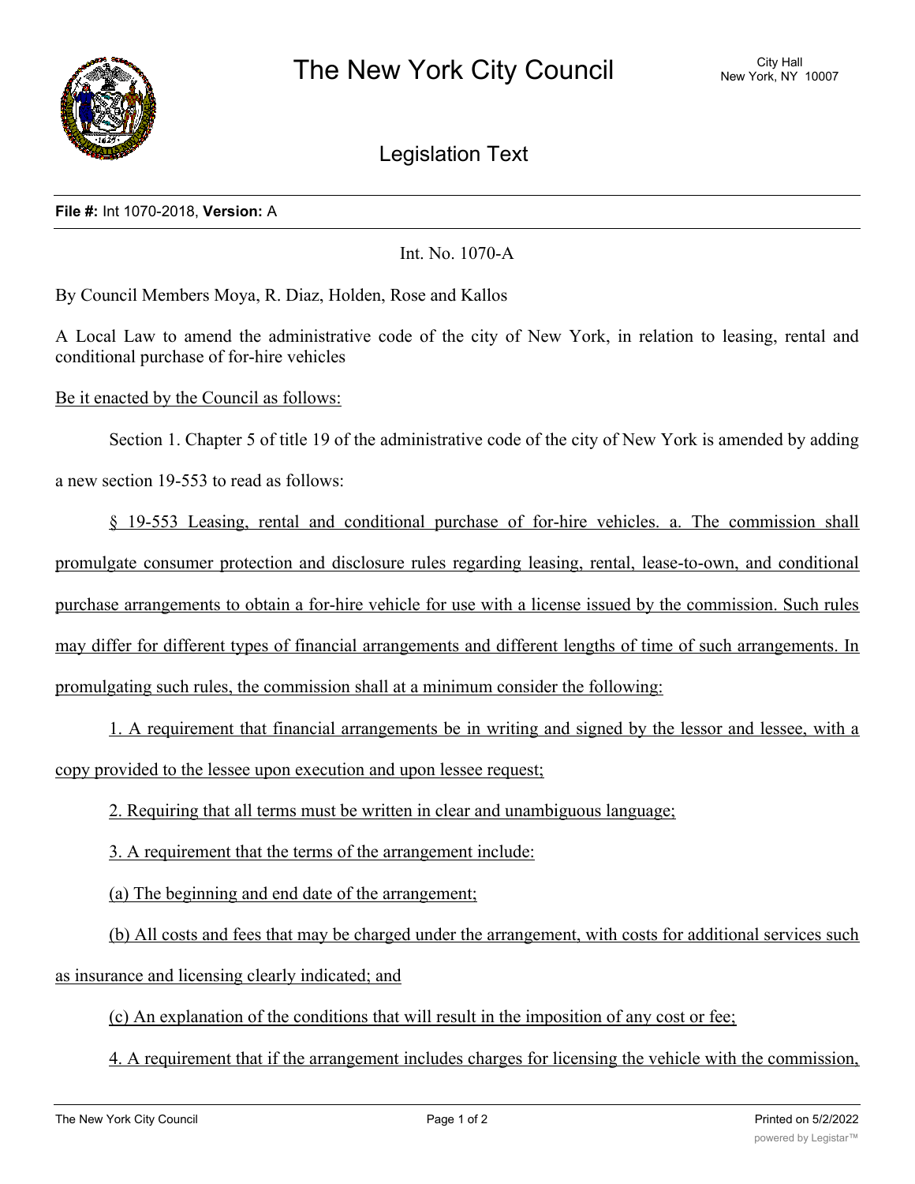# The New York City Council

City Hall
New York, NY 10007

## Legislation Text

**File #:** Int 1070-2018, **Version:** A

Int. No. 1070-A

By Council Members Moya, R. Diaz, Holden, Rose and Kallos

A Local Law to amend the administrative code of the city of New York, in relation to leasing, rental and conditional purchase of for-hire vehicles

Be it enacted by the Council as follows:

Section 1. Chapter 5 of title 19 of the administrative code of the city of New York is amended by adding a new section 19-553 to read as follows:

§ 19-553 Leasing, rental and conditional purchase of for-hire vehicles. a. The commission shall promulgate consumer protection and disclosure rules regarding leasing, rental, lease-to-own, and conditional purchase arrangements to obtain a for-hire vehicle for use with a license issued by the commission. Such rules may differ for different types of financial arrangements and different lengths of time of such arrangements. In promulgating such rules, the commission shall at a minimum consider the following:

1. A requirement that financial arrangements be in writing and signed by the lessor and lessee, with a copy provided to the lessee upon execution and upon lessee request;

2. Requiring that all terms must be written in clear and unambiguous language;

3. A requirement that the terms of the arrangement include:

(a) The beginning and end date of the arrangement;

(b) All costs and fees that may be charged under the arrangement, with costs for additional services such as insurance and licensing clearly indicated; and

(c) An explanation of the conditions that will result in the imposition of any cost or fee;

4. A requirement that if the arrangement includes charges for licensing the vehicle with the commission,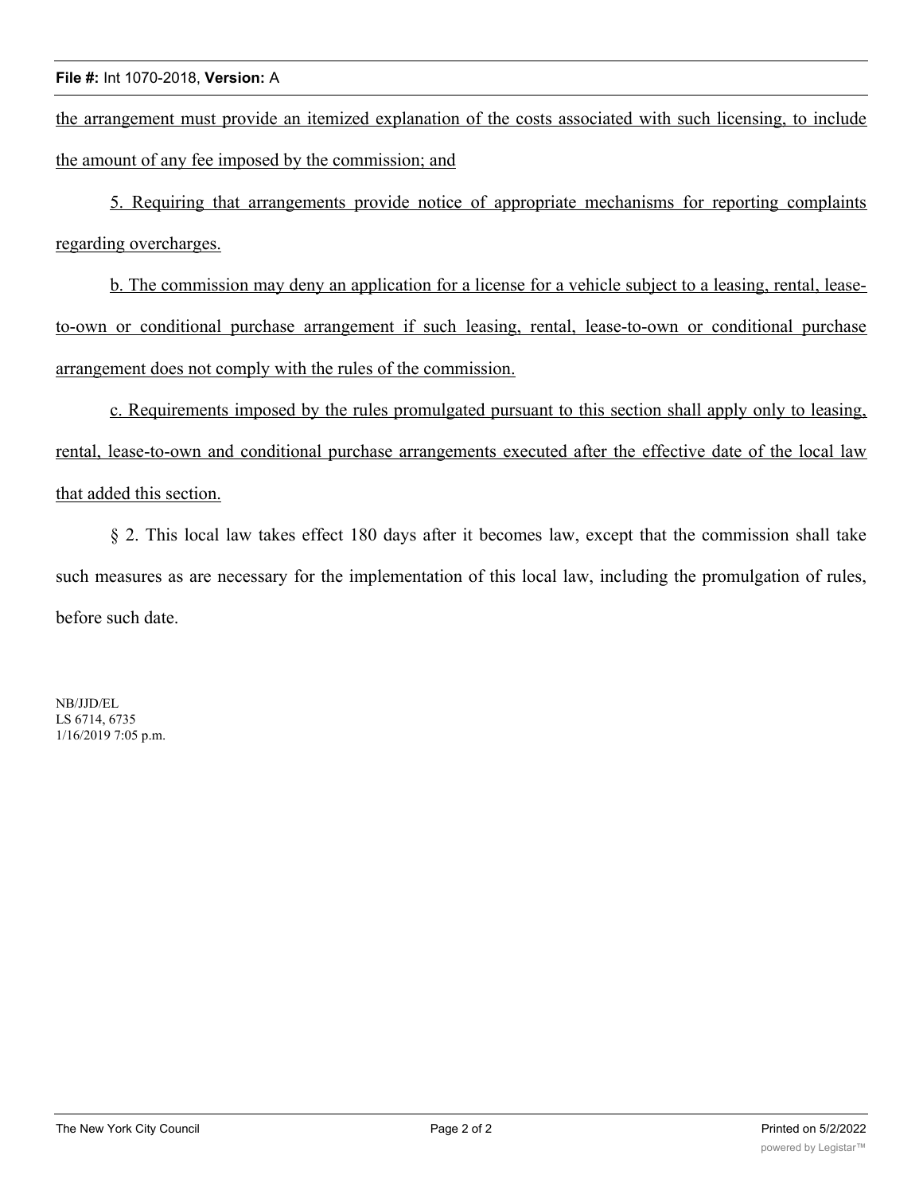the arrangement must provide an itemized explanation of the costs associated with such licensing, to include the amount of any fee imposed by the commission; and

5. Requiring that arrangements provide notice of appropriate mechanisms for reporting complaints regarding overcharges.

b. The commission may deny an application for a license for a vehicle subject to a leasing, rental, lease-to-own or conditional purchase arrangement if such leasing, rental, lease-to-own or conditional purchase arrangement does not comply with the rules of the commission.

c. Requirements imposed by the rules promulgated pursuant to this section shall apply only to leasing, rental, lease-to-own and conditional purchase arrangements executed after the effective date of the local law that added this section.

§ 2. This local law takes effect 180 days after it becomes law, except that the commission shall take such measures as are necessary for the implementation of this local law, including the promulgation of rules, before such date.

NB/JJD/EL
LS 6714, 6735
1/16/2019 7:05 p.m.